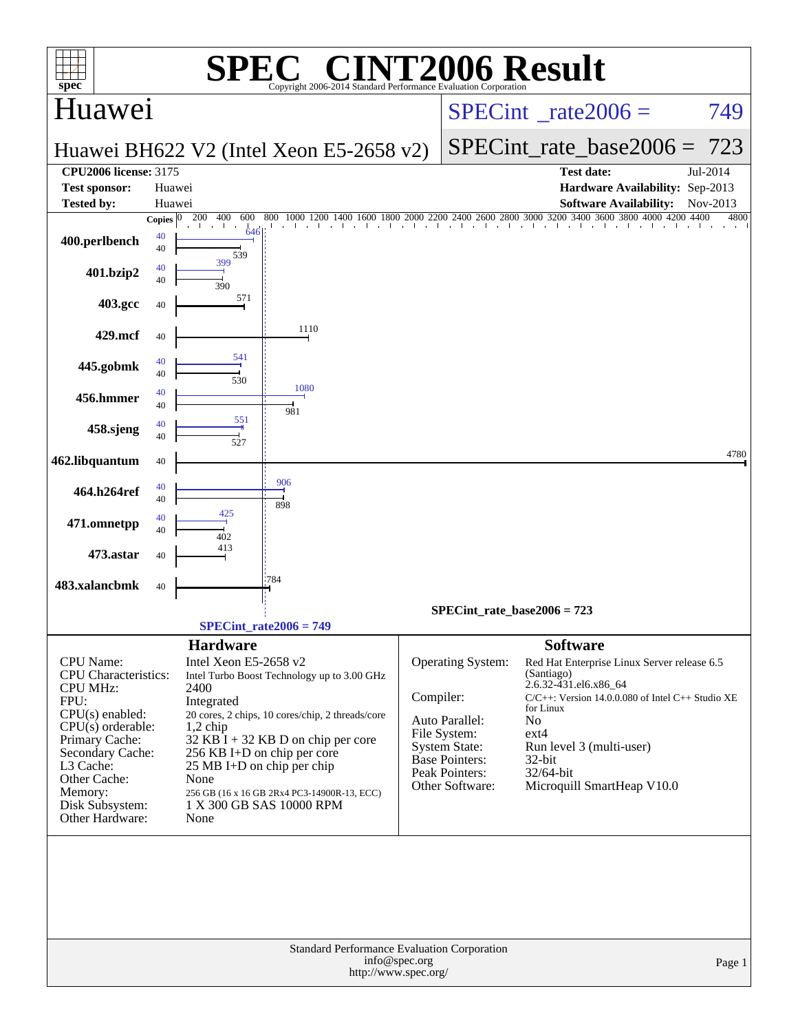# SPEC® CINT2006 Result

Copyright 2006-2014 Standard Performance Evaluation Corporation

## Huawei

**Huawei BH622 V2 (Intel Xeon E5-2658 v2)**

SPECint_rate2006 = 749

SPECint_rate_base2006 = 723

| | | | |
|---|---|---|---|
| **CPU2006 license:** 3175 | | **Test date:** | Jul-2014 |
| **Test sponsor:** | Huawei | **Hardware Availability:** | Sep-2013 |
| **Tested by:** | Huawei | **Software Availability:** | Nov-2013 |

| Benchmark | Copies | Peak | Base |
|---|---|---|---|
| 400.perlbench | 40 | 646 | 539 |
| 401.bzip2 | 40 | 399 | 390 |
| 403.gcc | 40 | | 571 |
| 429.mcf | 40 | | 1110 |
| 445.gobmk | 40 | 541 | 530 |
| 456.hmmer | 40 | 1080 | 981 |
| 458.sjeng | 40 | 551 | 527 |
| 462.libquantum | 40 | | 4780 |
| 464.h264ref | 40 | 906 | 898 |
| 471.omnetpp | 40 | 425 | 402 |
| 473.astar | 40 | | 413 |
| 483.xalancbmk | 40 | | 784 |

SPECint_rate_base2006 = 723

SPECint_rate2006 = 749

### Hardware

| | |
|---|---|
| CPU Name: | Intel Xeon E5-2658 v2 |
| CPU Characteristics: | Intel Turbo Boost Technology up to 3.00 GHz |
| CPU MHz: | 2400 |
| FPU: | Integrated |
| CPU(s) enabled: | 20 cores, 2 chips, 10 cores/chip, 2 threads/core |
| CPU(s) orderable: | 1,2 chip |
| Primary Cache: | 32 KB I + 32 KB D on chip per core |
| Secondary Cache: | 256 KB I+D on chip per core |
| L3 Cache: | 25 MB I+D on chip per chip |
| Other Cache: | None |
| Memory: | 256 GB (16 x 16 GB 2Rx4 PC3-14900R-13, ECC) |
| Disk Subsystem: | 1 X 300 GB SAS 10000 RPM |
| Other Hardware: | None |

### Software

| | |
|---|---|
| Operating System: | Red Hat Enterprise Linux Server release 6.5 (Santiago) 2.6.32-431.el6.x86_64 |
| Compiler: | C/C++: Version 14.0.0.080 of Intel C++ Studio XE for Linux |
| Auto Parallel: | No |
| File System: | ext4 |
| System State: | Run level 3 (multi-user) |
| Base Pointers: | 32-bit |
| Peak Pointers: | 32/64-bit |
| Other Software: | Microquill SmartHeap V10.0 |

Standard Performance Evaluation Corporation
info@spec.org
http://www.spec.org/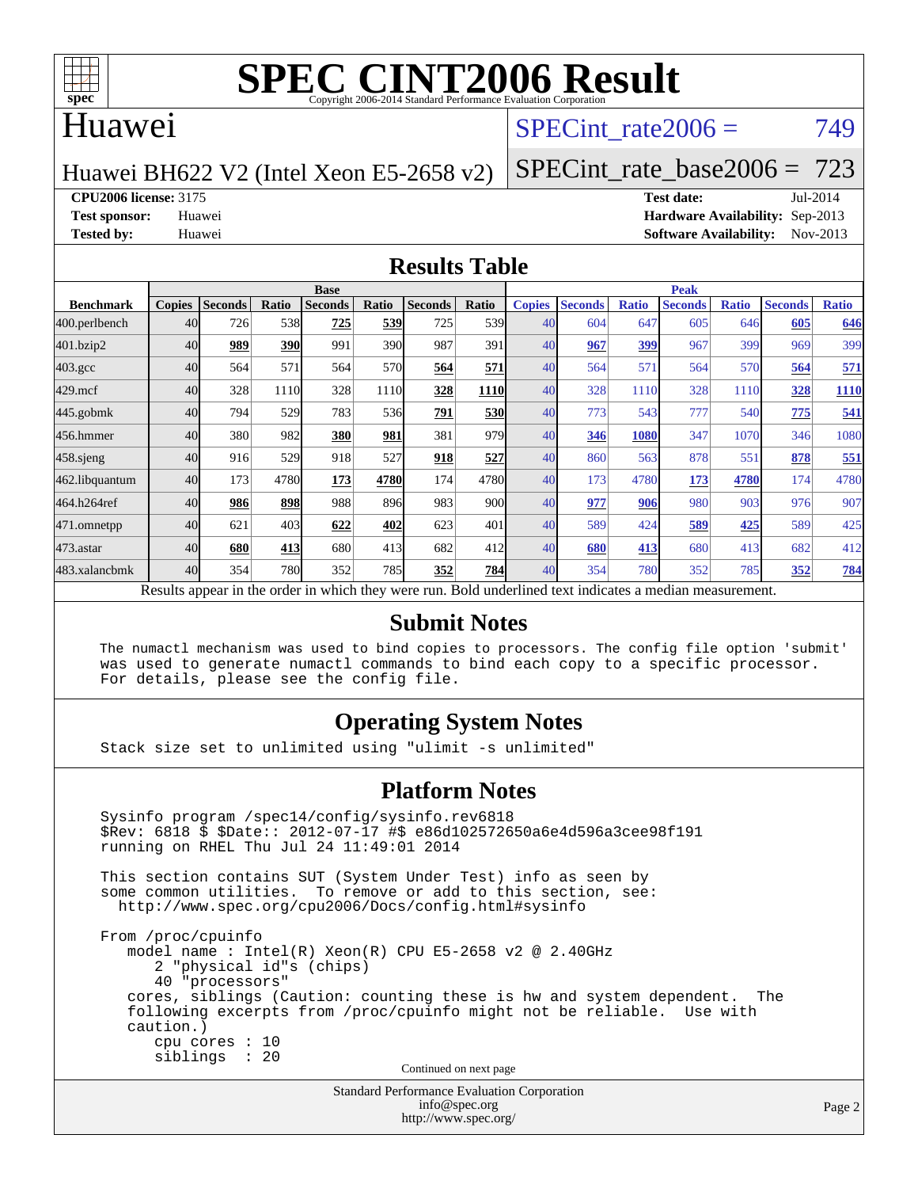# SPEC CINT2006 Result

Copyright 2006-2014 Standard Performance Evaluation Corporation

## Huawei

Huawei BH622 V2 (Intel Xeon E5-2658 v2)

SPECint_rate2006 = 749

SPECint_rate_base2006 = 723

**CPU2006 license:** 3175
**Test sponsor:** Huawei
**Tested by:** Huawei

**Test date:** Jul-2014
**Hardware Availability:** Sep-2013
**Software Availability:** Nov-2013

## Results Table

| Benchmark | Base | | | | | | | Peak | | | | | | |
|---|---|---|---|---|---|---|---|---|---|---|---|---|---|---|
| | Copies | Seconds | Ratio | Seconds | Ratio | Seconds | Ratio | Copies | Seconds | Ratio | Seconds | Ratio | Seconds | Ratio |
| 400.perlbench | 40 | 726 | 538 | **725** | **539** | 725 | 539 | 40 | 604 | 647 | 605 | 646 | **605** | **646** |
| 401.bzip2 | 40 | **989** | **390** | 991 | 390 | 987 | 391 | 40 | **967** | **399** | 967 | 399 | 969 | 399 |
| 403.gcc | 40 | 564 | 571 | 564 | 570 | **564** | **571** | 40 | 564 | 571 | 564 | 570 | **564** | **571** |
| 429.mcf | 40 | 328 | 1110 | 328 | 1110 | **328** | **1110** | 40 | 328 | 1110 | 328 | 1110 | **328** | **1110** |
| 445.gobmk | 40 | 794 | 529 | 783 | 536 | **791** | **530** | 40 | 773 | 543 | 777 | 540 | **775** | **541** |
| 456.hmmer | 40 | 380 | 982 | **380** | **981** | 381 | 979 | 40 | **346** | **1080** | 347 | 1070 | 346 | 1080 |
| 458.sjeng | 40 | 916 | 529 | 918 | 527 | **918** | **527** | 40 | 860 | 563 | 878 | 551 | **878** | **551** |
| 462.libquantum | 40 | 173 | 4780 | **173** | **4780** | 174 | 4780 | 40 | 173 | 4780 | **173** | **4780** | 174 | 4780 |
| 464.h264ref | 40 | **986** | **898** | 988 | 896 | 983 | 900 | 40 | **977** | **906** | 980 | 903 | 976 | 907 |
| 471.omnetpp | 40 | 621 | 403 | **622** | **402** | 623 | 401 | 40 | 589 | 424 | **589** | **425** | 589 | 425 |
| 473.astar | 40 | **680** | **413** | 680 | 413 | 682 | 412 | 40 | **680** | **413** | 680 | 413 | 682 | 412 |
| 483.xalancbmk | 40 | 354 | 780 | 352 | 785 | **352** | **784** | 40 | 354 | 780 | 352 | 785 | **352** | **784** |

Results appear in the order in which they were run. Bold underlined text indicates a median measurement.

## Submit Notes

The numactl mechanism was used to bind copies to processors. The config file option 'submit' was used to generate numactl commands to bind each copy to a specific processor. For details, please see the config file.

## Operating System Notes

Stack size set to unlimited using "ulimit -s unlimited"

## Platform Notes

```
Sysinfo program /spec14/config/sysinfo.rev6818
$Rev: 6818 $ $Date:: 2012-07-17 #$ e86d102572650a6e4d596a3cee98f191
running on RHEL Thu Jul 24 11:49:01 2014

This section contains SUT (System Under Test) info as seen by
some common utilities.  To remove or add to this section, see:
  http://www.spec.org/cpu2006/Docs/config.html#sysinfo

From /proc/cpuinfo
   model name : Intel(R) Xeon(R) CPU E5-2658 v2 @ 2.40GHz
      2 "physical id"s (chips)
      40 "processors"
   cores, siblings (Caution: counting these is hw and system dependent.  The
   following excerpts from /proc/cpuinfo might not be reliable.  Use with
   caution.)
      cpu cores : 10
      siblings  : 20
```

Continued on next page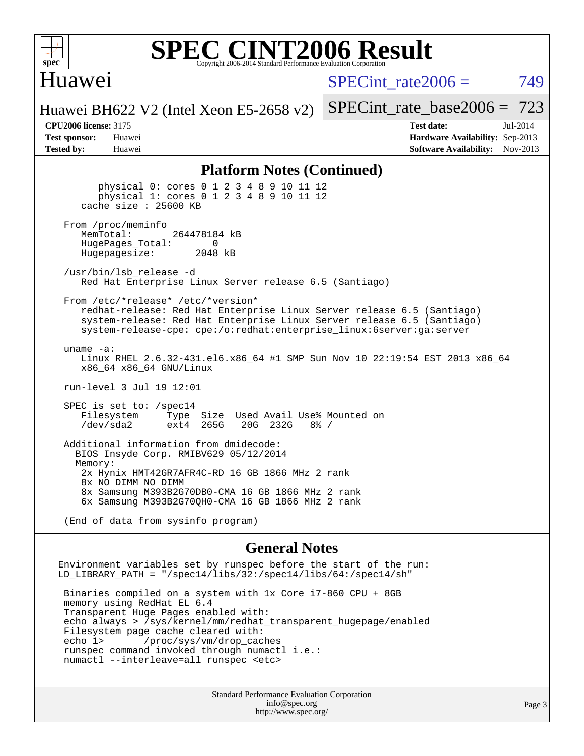# SPEC CINT2006 Result

Copyright 2006-2014 Standard Performance Evaluation Corporation

**Huawei**

Huawei BH622 V2 (Intel Xeon E5-2658 v2)

SPECint_rate2006 = 749

SPECint_rate_base2006 = 723

**CPU2006 license:** 3175
**Test sponsor:** Huawei
**Tested by:** Huawei

**Test date:** Jul-2014
**Hardware Availability:** Sep-2013
**Software Availability:** Nov-2013

## Platform Notes (Continued)

```
        physical 0: cores 0 1 2 3 4 8 9 10 11 12
        physical 1: cores 0 1 2 3 4 8 9 10 11 12
     cache size : 25600 KB

   From /proc/meminfo
      MemTotal:       264478184 kB
      HugePages_Total:       0
      Hugepagesize:       2048 kB

   /usr/bin/lsb_release -d
      Red Hat Enterprise Linux Server release 6.5 (Santiago)

   From /etc/*release* /etc/*version*
      redhat-release: Red Hat Enterprise Linux Server release 6.5 (Santiago)
      system-release: Red Hat Enterprise Linux Server release 6.5 (Santiago)
      system-release-cpe: cpe:/o:redhat:enterprise_linux:6server:ga:server

   uname -a:
      Linux RHEL 2.6.32-431.el6.x86_64 #1 SMP Sun Nov 10 22:19:54 EST 2013 x86_64
      x86_64 x86_64 GNU/Linux

   run-level 3 Jul 19 12:01

   SPEC is set to: /spec14
      Filesystem     Type  Size  Used Avail Use% Mounted on
      /dev/sda2      ext4  265G   20G  232G   8% /

   Additional information from dmidecode:
     BIOS Insyde Corp. RMIBV629 05/12/2014
     Memory:
      2x Hynix HMT42GR7AFR4C-RD 16 GB 1866 MHz 2 rank
      8x NO DIMM NO DIMM
      8x Samsung M393B2G70DB0-CMA 16 GB 1866 MHz 2 rank
      6x Samsung M393B2G70QH0-CMA 16 GB 1866 MHz 2 rank

   (End of data from sysinfo program)
```

## General Notes

```
Environment variables set by runspec before the start of the run:
LD_LIBRARY_PATH = "/spec14/libs/32:/spec14/libs/64:/spec14/sh"

 Binaries compiled on a system with 1x Core i7-860 CPU + 8GB
 memory using RedHat EL 6.4
 Transparent Huge Pages enabled with:
 echo always > /sys/kernel/mm/redhat_transparent_hugepage/enabled
 Filesystem page cache cleared with:
 echo 1>       /proc/sys/vm/drop_caches
 runspec command invoked through numactl i.e.:
 numactl --interleave=all runspec <etc>
```

Standard Performance Evaluation Corporation
info@spec.org
http://www.spec.org/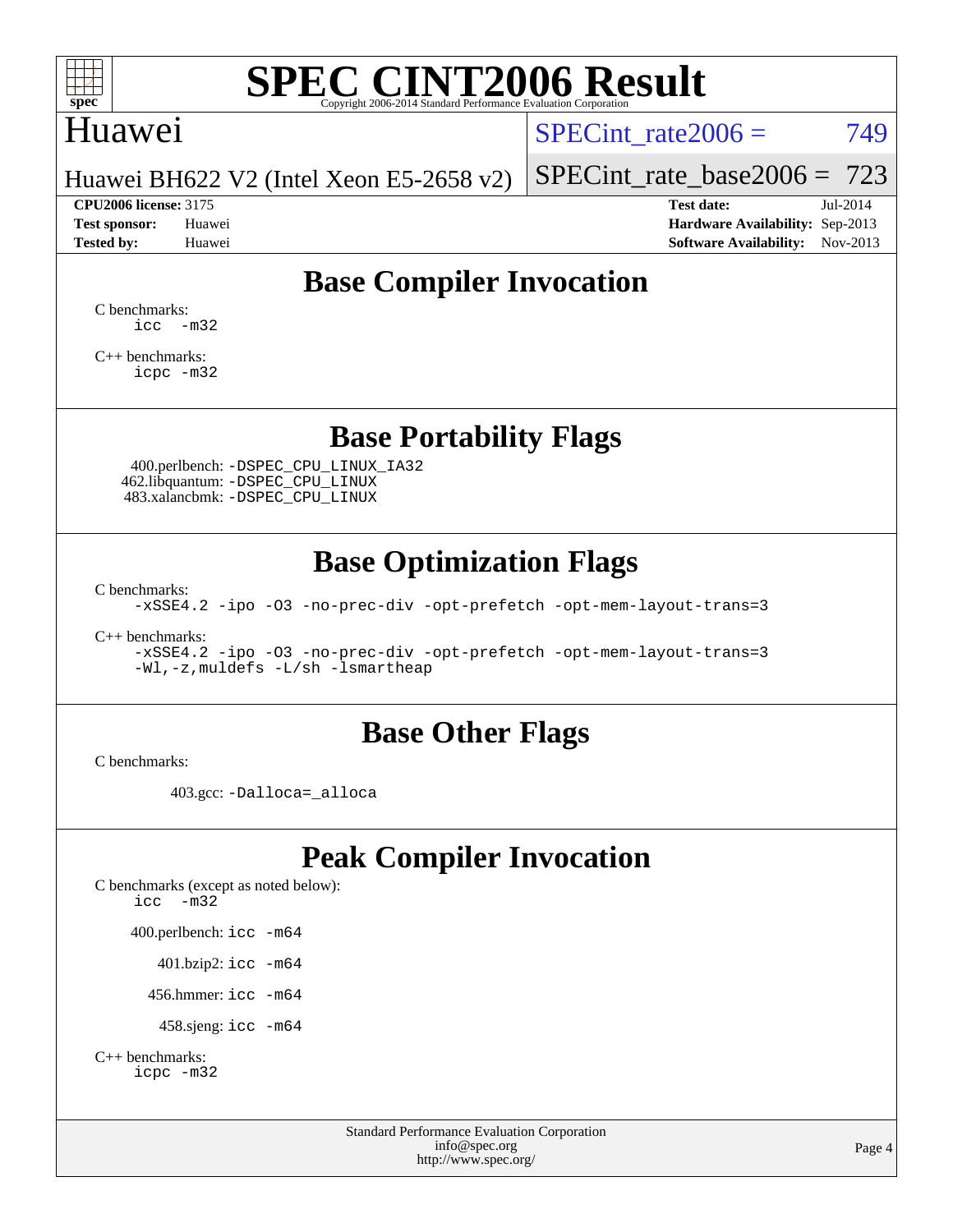# SPEC CINT2006 Result

Copyright 2006-2014 Standard Performance Evaluation Corporation

## Huawei

Huawei BH622 V2 (Intel Xeon E5-2658 v2)

SPECint_rate2006 = 749

SPECint_rate_base2006 = 723

| | | | |
|---|---|---|---|
| **CPU2006 license:** 3175 | | **Test date:** | Jul-2014 |
| **Test sponsor:** | Huawei | **Hardware Availability:** | Sep-2013 |
| **Tested by:** | Huawei | **Software Availability:** | Nov-2013 |

## Base Compiler Invocation

C benchmarks:
```
icc  -m32
```

C++ benchmarks:
```
icpc -m32
```

## Base Portability Flags

400.perlbench: `-DSPEC_CPU_LINUX_IA32`
462.libquantum: `-DSPEC_CPU_LINUX`
483.xalancbmk: `-DSPEC_CPU_LINUX`

## Base Optimization Flags

C benchmarks:
```
-xSSE4.2 -ipo -O3 -no-prec-div -opt-prefetch -opt-mem-layout-trans=3
```

C++ benchmarks:
```
-xSSE4.2 -ipo -O3 -no-prec-div -opt-prefetch -opt-mem-layout-trans=3
-Wl,-z,muldefs -L/sh -lsmartheap
```

## Base Other Flags

C benchmarks:

403.gcc: `-Dalloca=_alloca`

## Peak Compiler Invocation

C benchmarks (except as noted below):
```
icc  -m32
```

400.perlbench: `icc -m64`

401.bzip2: `icc -m64`

456.hmmer: `icc -m64`

458.sjeng: `icc -m64`

C++ benchmarks:
```
icpc -m32
```

Standard Performance Evaluation Corporation
info@spec.org
http://www.spec.org/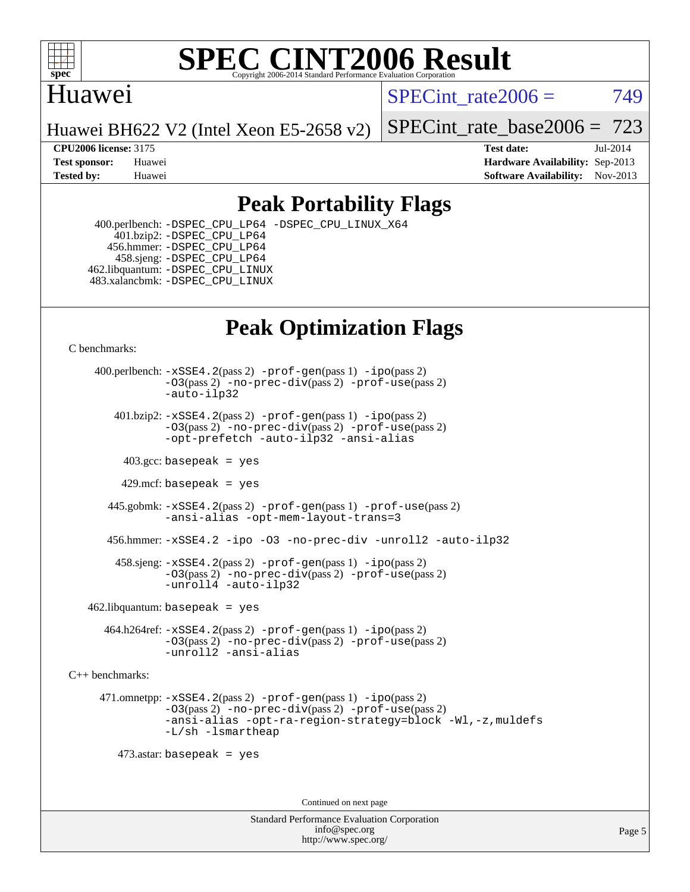# SPEC CINT2006 Result

Huawei

Huawei BH622 V2 (Intel Xeon E5-2658 v2)

SPECint_rate2006 = 749

SPECint_rate_base2006 = 723

**CPU2006 license:** 3175
**Test sponsor:** Huawei
**Tested by:** Huawei

**Test date:** Jul-2014
**Hardware Availability:** Sep-2013
**Software Availability:** Nov-2013

## Peak Portability Flags

400.perlbench: -DSPEC_CPU_LP64 -DSPEC_CPU_LINUX_X64
401.bzip2: -DSPEC_CPU_LP64
456.hmmer: -DSPEC_CPU_LP64
458.sjeng: -DSPEC_CPU_LP64
462.libquantum: -DSPEC_CPU_LINUX
483.xalancbmk: -DSPEC_CPU_LINUX

## Peak Optimization Flags

C benchmarks:

400.perlbench: -xSSE4.2(pass 2) -prof-gen(pass 1) -ipo(pass 2) -O3(pass 2) -no-prec-div(pass 2) -prof-use(pass 2) -auto-ilp32

401.bzip2: -xSSE4.2(pass 2) -prof-gen(pass 1) -ipo(pass 2) -O3(pass 2) -no-prec-div(pass 2) -prof-use(pass 2) -opt-prefetch -auto-ilp32 -ansi-alias

403.gcc: basepeak = yes

429.mcf: basepeak = yes

445.gobmk: -xSSE4.2(pass 2) -prof-gen(pass 1) -prof-use(pass 2) -ansi-alias -opt-mem-layout-trans=3

456.hmmer: -xSSE4.2 -ipo -O3 -no-prec-div -unroll2 -auto-ilp32

458.sjeng: -xSSE4.2(pass 2) -prof-gen(pass 1) -ipo(pass 2) -O3(pass 2) -no-prec-div(pass 2) -prof-use(pass 2) -unroll4 -auto-ilp32

462.libquantum: basepeak = yes

464.h264ref: -xSSE4.2(pass 2) -prof-gen(pass 1) -ipo(pass 2) -O3(pass 2) -no-prec-div(pass 2) -prof-use(pass 2) -unroll2 -ansi-alias

C++ benchmarks:

471.omnetpp: -xSSE4.2(pass 2) -prof-gen(pass 1) -ipo(pass 2) -O3(pass 2) -no-prec-div(pass 2) -prof-use(pass 2) -ansi-alias -opt-ra-region-strategy=block -Wl,-z,muldefs -L/sh -lsmartheap

473.astar: basepeak = yes

Continued on next page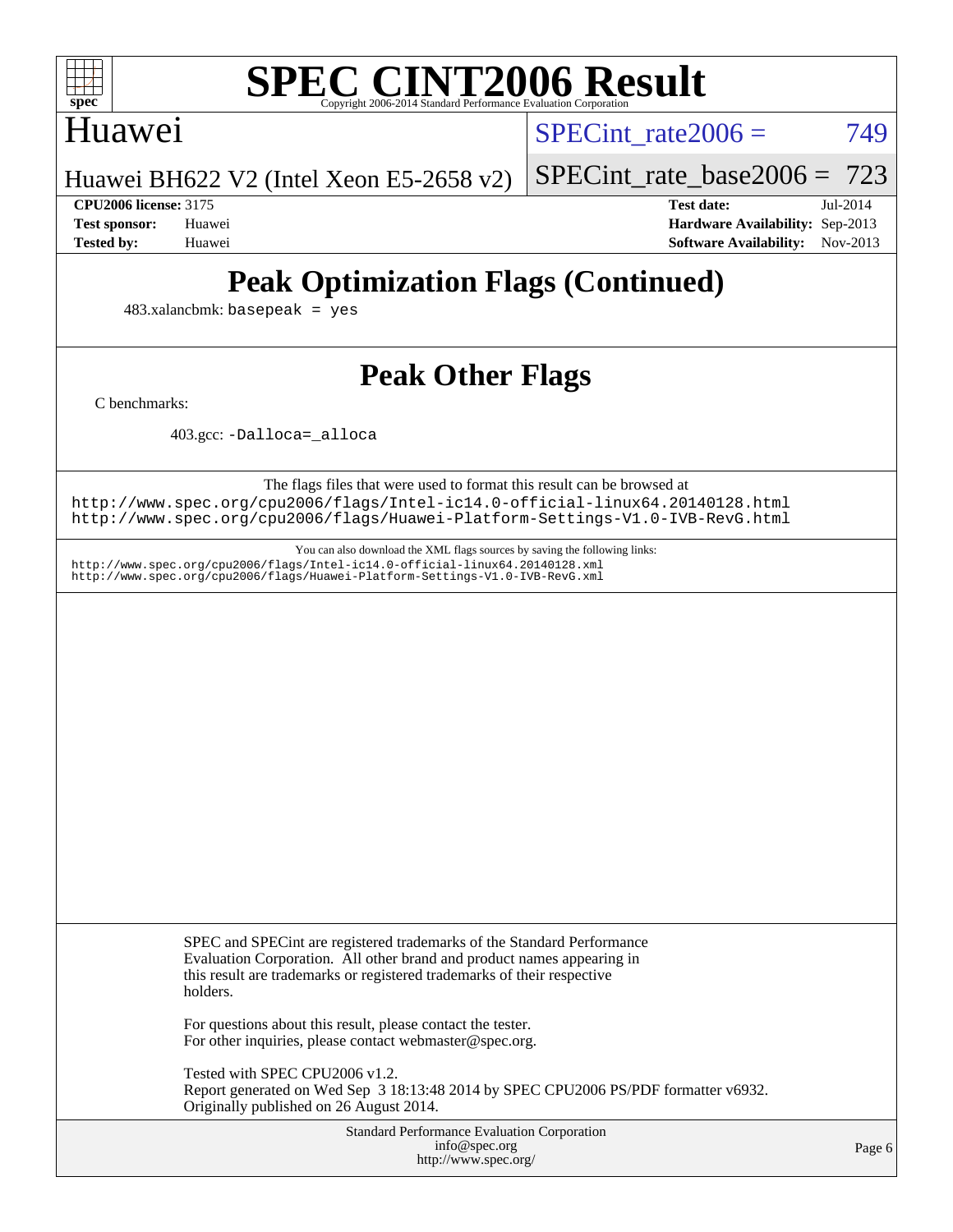# Peak Optimization Flags (Continued)

483.xalancbmk: basepeak = yes

# Peak Other Flags

C benchmarks:

403.gcc: -Dalloca=_alloca

The flags files that were used to format this result can be browsed at
http://www.spec.org/cpu2006/flags/Intel-ic14.0-official-linux64.20140128.html
http://www.spec.org/cpu2006/flags/Huawei-Platform-Settings-V1.0-IVB-RevG.html

You can also download the XML flags sources by saving the following links:
http://www.spec.org/cpu2006/flags/Intel-ic14.0-official-linux64.20140128.xml
http://www.spec.org/cpu2006/flags/Huawei-Platform-Settings-V1.0-IVB-RevG.xml

SPEC and SPECint are registered trademarks of the Standard Performance Evaluation Corporation. All other brand and product names appearing in this result are trademarks or registered trademarks of their respective holders.

For questions about this result, please contact the tester.
For other inquiries, please contact webmaster@spec.org.

Tested with SPEC CPU2006 v1.2.
Report generated on Wed Sep 3 18:13:48 2014 by SPEC CPU2006 PS/PDF formatter v6932.
Originally published on 26 August 2014.